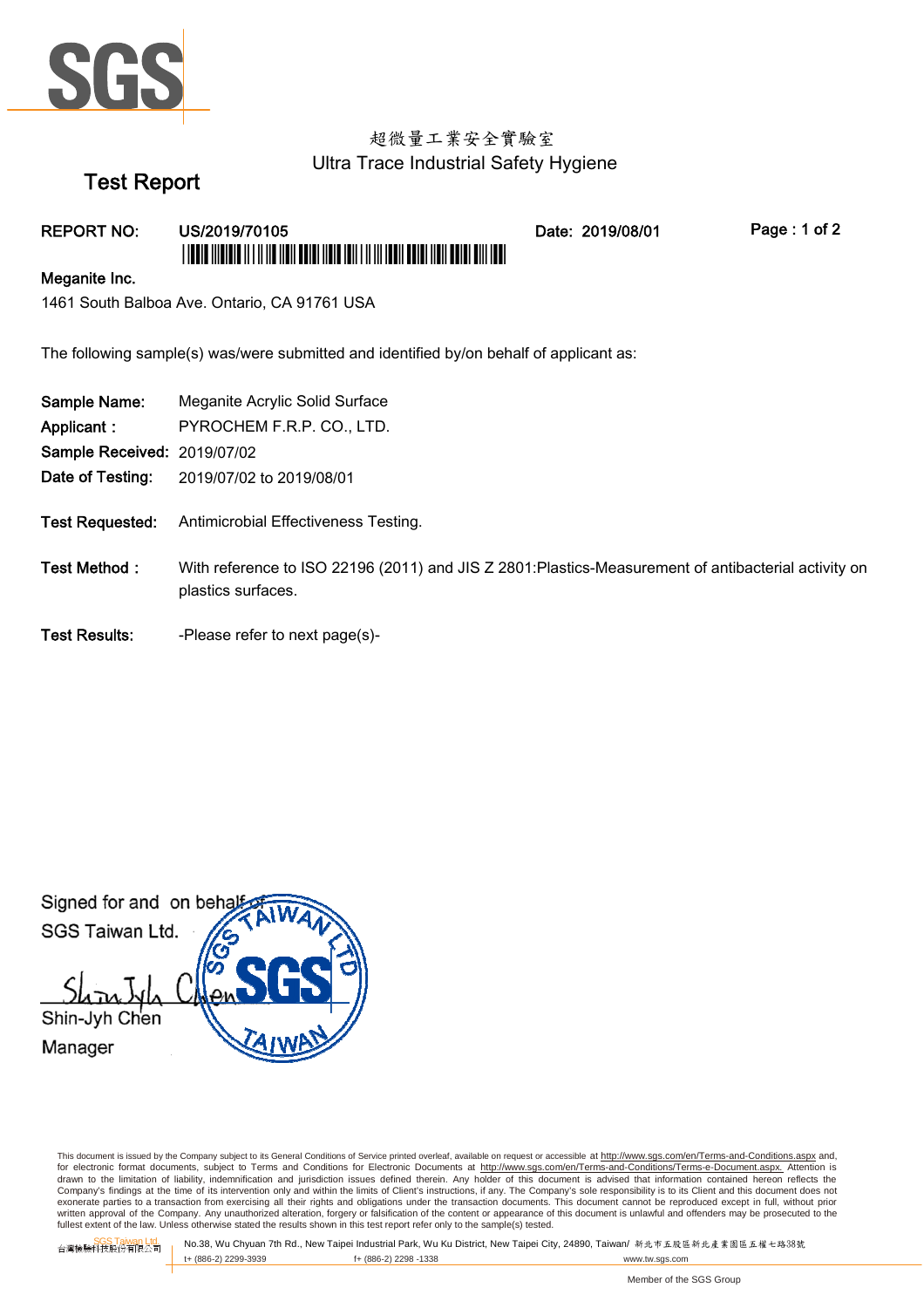超微量工業安全實驗室

Ultra Trace Industrial Safety Hygiene

# Test Report

**REPORT NO:** **US/2019/70105** **Date: 2019/08/01**

**Meganite Inc.**

1461 South Balboa Ave. Ontario, CA 91761 USA

The following sample(s) was/were submitted and identified by/on behalf of applicant as:

**Sample Name:** Meganite Acrylic Solid Surface

**Applicant :** PYROCHEM F.R.P. CO., LTD.

**Sample Received:** 2019/07/02

**Date of Testing:** 2019/07/02 to 2019/08/01

**Test Requested:** Antimicrobial Effectiveness Testing.

**Test Method :** With reference to ISO 22196 (2011) and JIS Z 2801:Plastics-Measurement of antibacterial activity on plastics surfaces.

**Test Results:** -Please refer to next page(s)-

Signed for and on behalf of
SGS Taiwan Ltd.

Shin-Jyh Chen
Manager

This document is issued by the Company subject to its General Conditions of Service printed overleaf, available on request or accessible at http://www.sgs.com/en/Terms-and-Conditions.aspx and, for electronic format documents, subject to Terms and Conditions for Electronic Documents at http://www.sgs.com/en/Terms-and-Conditions/Terms-e-Document.aspx. Attention is drawn to the limitation of liability, indemnification and jurisdiction issues defined therein. Any holder of this document is advised that information contained hereon reflects the Company's findings at the time of its intervention only and within the limits of Client's instructions, if any. The Company's sole responsibility is to its Client and this document does not exonerate parties to a transaction from exercising all their rights and obligations under the transaction documents. This document cannot be reproduced except in full, without prior written approval of the Company. Any unauthorized alteration, forgery or falsification of the content or appearance of this document is unlawful and offenders may be prosecuted to the fullest extent of the law. Unless otherwise stated the results shown in this test report refer only to the sample(s) tested.

SGS Taiwan Ltd. 台灣檢驗科技股份有限公司 | No.38, Wu Chyuan 7th Rd., New Taipei Industrial Park, Wu Ku District, New Taipei City, 24890, Taiwan/ 新北市五股區新北產業園區五權七路38號

t+ (886-2) 2299-3939 f+ (886-2) 2298 -1338 www.tw.sgs.com

Member of the SGS Group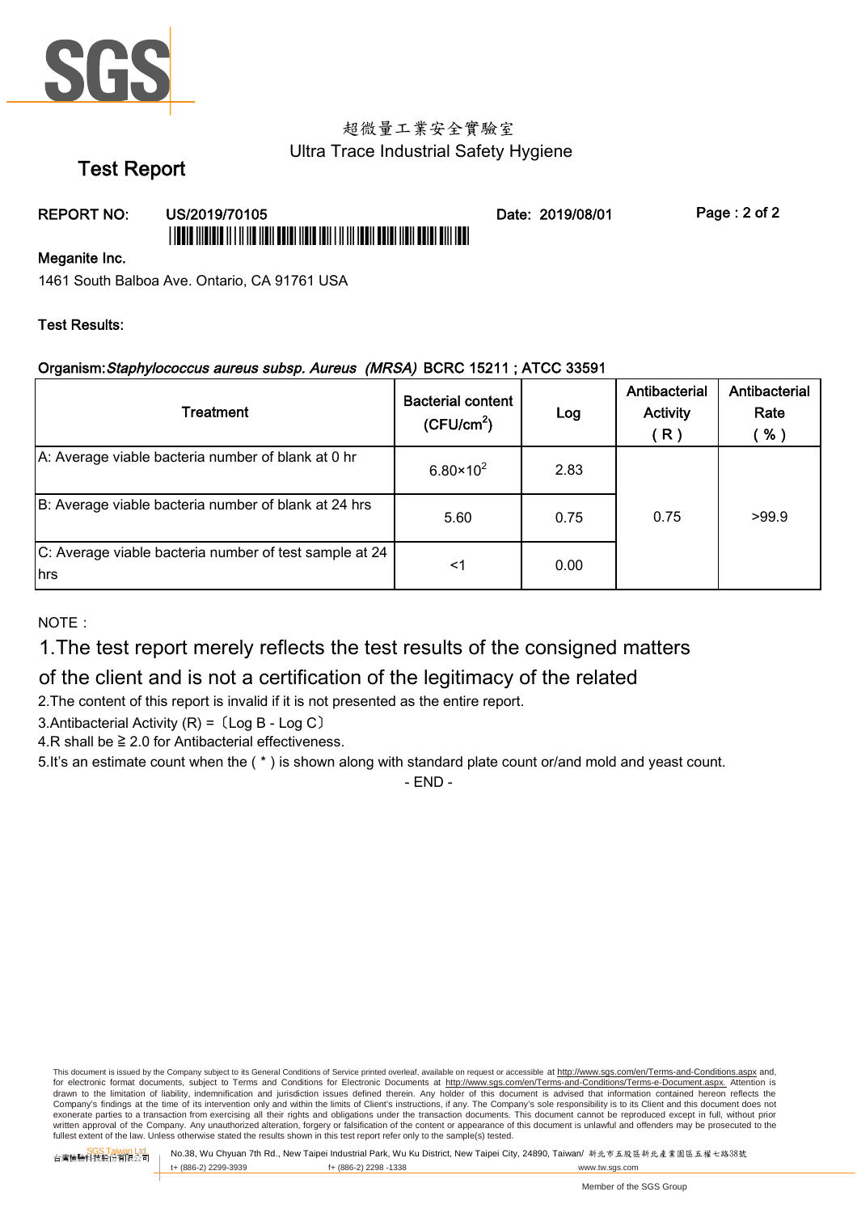超微量工業安全實驗室

Ultra Trace Industrial Safety Hygiene

# Test Report

**REPORT NO:** US/2019/70105 **Date:** 2019/08/01

**Meganite Inc.**

1461 South Balboa Ave. Ontario, CA 91761 USA

**Test Results:**

**Organism:** ***Staphylococcus aureus subsp. Aureus (MRSA)*** **BCRC 15211 ; ATCC 33591**

| Treatment | Bacterial content ($CFU/cm^2$) | Log | Antibacterial Activity ( R ) | Antibacterial Rate ( % ) |
|---|---|---|---|---|
| A: Average viable bacteria number of blank at 0 hr | $6.80×10^2$ | 2.83 | 0.75 | >99.9 |
| B: Average viable bacteria number of blank at 24 hrs | 5.60 | 0.75 | | |
| C: Average viable bacteria number of test sample at 24 hrs | <1 | 0.00 | | |

NOTE：

1.The test report merely reflects the test results of the consigned matters of the client and is not a certification of the legitimacy of the related

2.The content of this report is invalid if it is not presented as the entire report.

3.Antibacterial Activity (R) = 〔Log B - Log C〕

4.R shall be ≧ 2.0 for Antibacterial effectiveness.

5.It's an estimate count when the ( * ) is shown along with standard plate count or/and mold and yeast count.

- END -

This document is issued by the Company subject to its General Conditions of Service printed overleaf, available on request or accessible at http://www.sgs.com/en/Terms-and-Conditions.aspx and, for electronic format documents, subject to Terms and Conditions for Electronic Documents at http://www.sgs.com/en/Terms-and-Conditions/Terms-e-Document.aspx. Attention is drawn to the limitation of liability, indemnification and jurisdiction issues defined therein. Any holder of this document is advised that information contained hereon reflects the Company's findings at the time of its intervention only and within the limits of Client's instructions, if any. The Company's sole responsibility is to its Client and this document does not exonerate parties to a transaction from exercising all their rights and obligations under the transaction documents. This document cannot be reproduced except in full, without prior written approval of the Company. Any unauthorized alteration, forgery or falsification of the content or appearance of this document is unlawful and offenders may be prosecuted to the fullest extent of the law. Unless otherwise stated the results shown in this test report refer only to the sample(s) tested.

SGS Taiwan Ltd. 台灣檢驗科技股份有限公司 No.38, Wu Chyuan 7th Rd., New Taipei Industrial Park, Wu Ku District, New Taipei City, 24890, Taiwan/ 新北市五股區新北產業園區五權七路38號 t+ (886-2) 2299-3939 f+ (886-2) 2298 -1338 www.tw.sgs.com

Member of the SGS Group